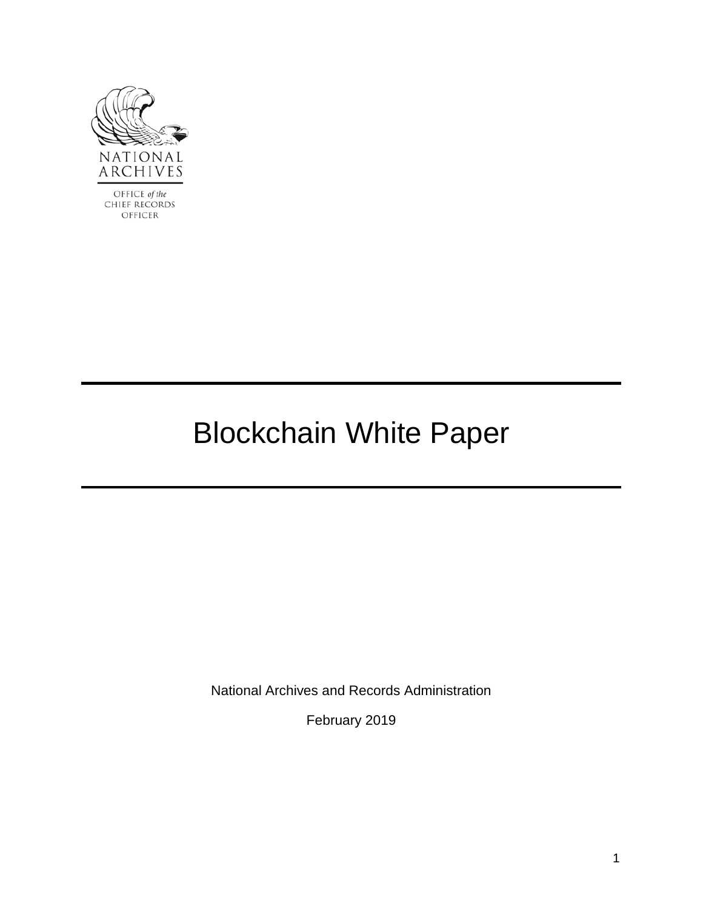NATIONAL ARCHIVES

OFFICE *of the* CHIEF RECORDS OFFICER

# Blockchain White Paper

National Archives and Records Administration

February 2019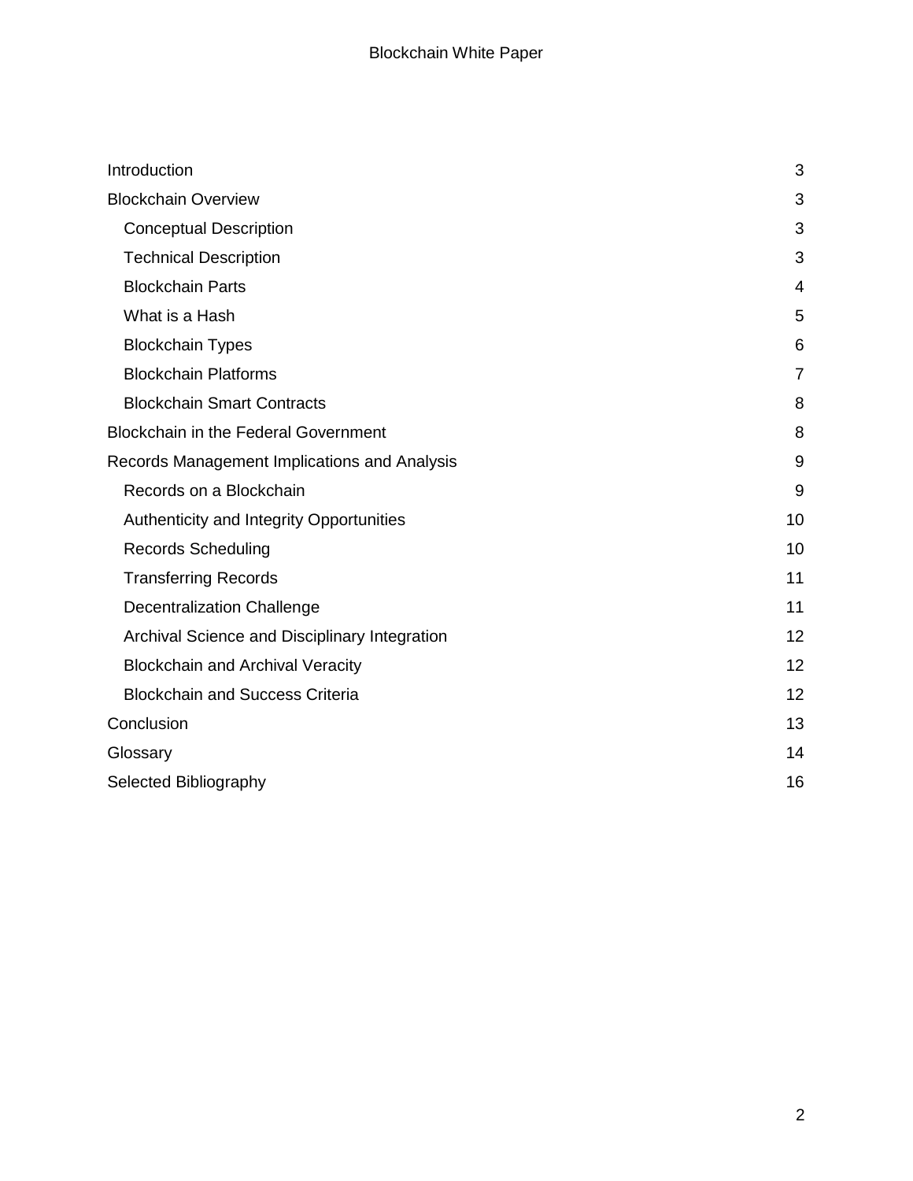| | |
|---|---|
| Introduction | 3 |
| Blockchain Overview | 3 |
| Conceptual Description | 3 |
| Technical Description | 3 |
| Blockchain Parts | 4 |
| What is a Hash | 5 |
| Blockchain Types | 6 |
| Blockchain Platforms | 7 |
| Blockchain Smart Contracts | 8 |
| Blockchain in the Federal Government | 8 |
| Records Management Implications and Analysis | 9 |
| Records on a Blockchain | 9 |
| Authenticity and Integrity Opportunities | 10 |
| Records Scheduling | 10 |
| Transferring Records | 11 |
| Decentralization Challenge | 11 |
| Archival Science and Disciplinary Integration | 12 |
| Blockchain and Archival Veracity | 12 |
| Blockchain and Success Criteria | 12 |
| Conclusion | 13 |
| Glossary | 14 |
| Selected Bibliography | 16 |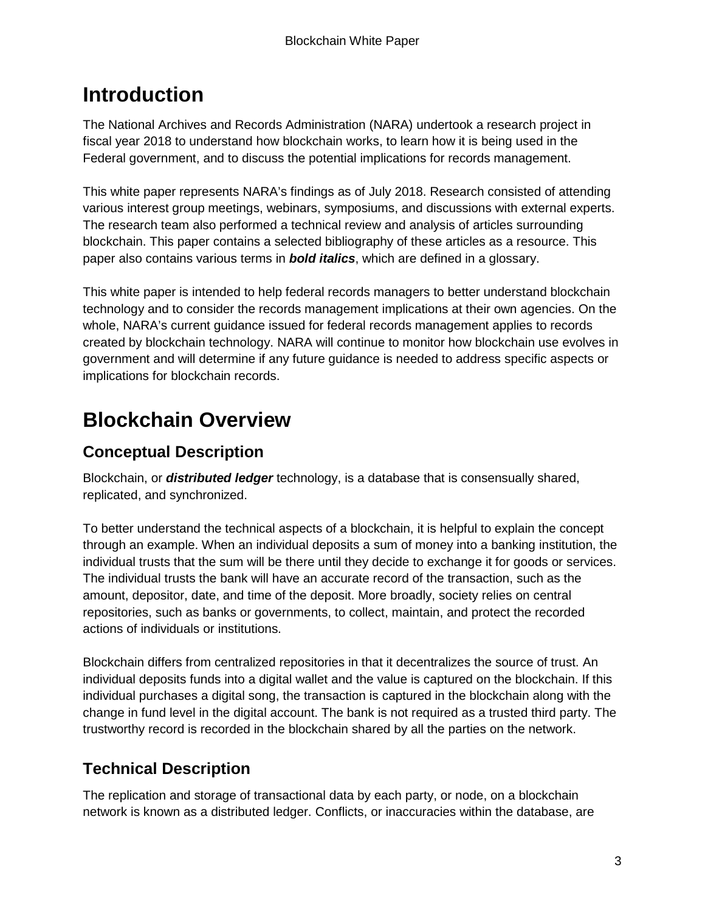# Introduction

The National Archives and Records Administration (NARA) undertook a research project in fiscal year 2018 to understand how blockchain works, to learn how it is being used in the Federal government, and to discuss the potential implications for records management.

This white paper represents NARA's findings as of July 2018. Research consisted of attending various interest group meetings, webinars, symposiums, and discussions with external experts. The research team also performed a technical review and analysis of articles surrounding blockchain. This paper contains a selected bibliography of these articles as a resource. This paper also contains various terms in ***bold italics***, which are defined in a glossary.

This white paper is intended to help federal records managers to better understand blockchain technology and to consider the records management implications at their own agencies. On the whole, NARA's current guidance issued for federal records management applies to records created by blockchain technology. NARA will continue to monitor how blockchain use evolves in government and will determine if any future guidance is needed to address specific aspects or implications for blockchain records.

# Blockchain Overview

## Conceptual Description

Blockchain, or ***distributed ledger*** technology, is a database that is consensually shared, replicated, and synchronized.

To better understand the technical aspects of a blockchain, it is helpful to explain the concept through an example. When an individual deposits a sum of money into a banking institution, the individual trusts that the sum will be there until they decide to exchange it for goods or services. The individual trusts the bank will have an accurate record of the transaction, such as the amount, depositor, date, and time of the deposit. More broadly, society relies on central repositories, such as banks or governments, to collect, maintain, and protect the recorded actions of individuals or institutions.

Blockchain differs from centralized repositories in that it decentralizes the source of trust. An individual deposits funds into a digital wallet and the value is captured on the blockchain. If this individual purchases a digital song, the transaction is captured in the blockchain along with the change in fund level in the digital account. The bank is not required as a trusted third party. The trustworthy record is recorded in the blockchain shared by all the parties on the network.

## Technical Description

The replication and storage of transactional data by each party, or node, on a blockchain network is known as a distributed ledger. Conflicts, or inaccuracies within the database, are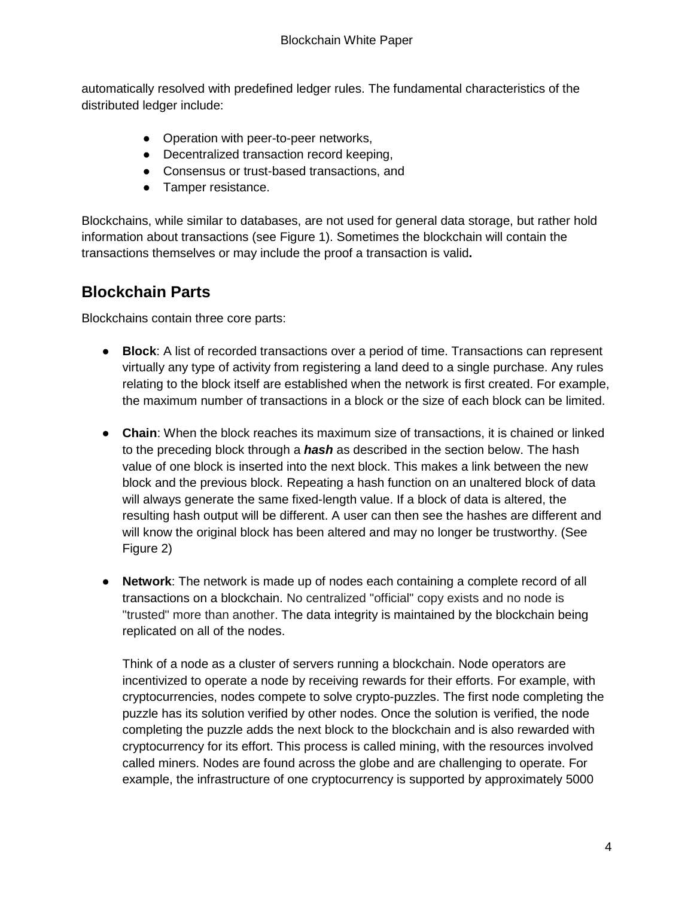automatically resolved with predefined ledger rules. The fundamental characteristics of the distributed ledger include:

- Operation with peer-to-peer networks,
- Decentralized transaction record keeping,
- Consensus or trust-based transactions, and
- Tamper resistance.

Blockchains, while similar to databases, are not used for general data storage, but rather hold information about transactions (see Figure 1). Sometimes the blockchain will contain the transactions themselves or may include the proof a transaction is valid**.**

## Blockchain Parts

Blockchains contain three core parts:

- **Block**: A list of recorded transactions over a period of time. Transactions can represent virtually any type of activity from registering a land deed to a single purchase. Any rules relating to the block itself are established when the network is first created. For example, the maximum number of transactions in a block or the size of each block can be limited.

- **Chain**: When the block reaches its maximum size of transactions, it is chained or linked to the preceding block through a ***hash*** as described in the section below. The hash value of one block is inserted into the next block. This makes a link between the new block and the previous block. Repeating a hash function on an unaltered block of data will always generate the same fixed-length value. If a block of data is altered, the resulting hash output will be different. A user can then see the hashes are different and will know the original block has been altered and may no longer be trustworthy. (See Figure 2)

- **Network**: The network is made up of nodes each containing a complete record of all transactions on a blockchain. No centralized "official" copy exists and no node is "trusted" more than another. The data integrity is maintained by the blockchain being replicated on all of the nodes.

  Think of a node as a cluster of servers running a blockchain. Node operators are incentivized to operate a node by receiving rewards for their efforts. For example, with cryptocurrencies, nodes compete to solve crypto-puzzles. The first node completing the puzzle has its solution verified by other nodes. Once the solution is verified, the node completing the puzzle adds the next block to the blockchain and is also rewarded with cryptocurrency for its effort. This process is called mining, with the resources involved called miners. Nodes are found across the globe and are challenging to operate. For example, the infrastructure of one cryptocurrency is supported by approximately 5000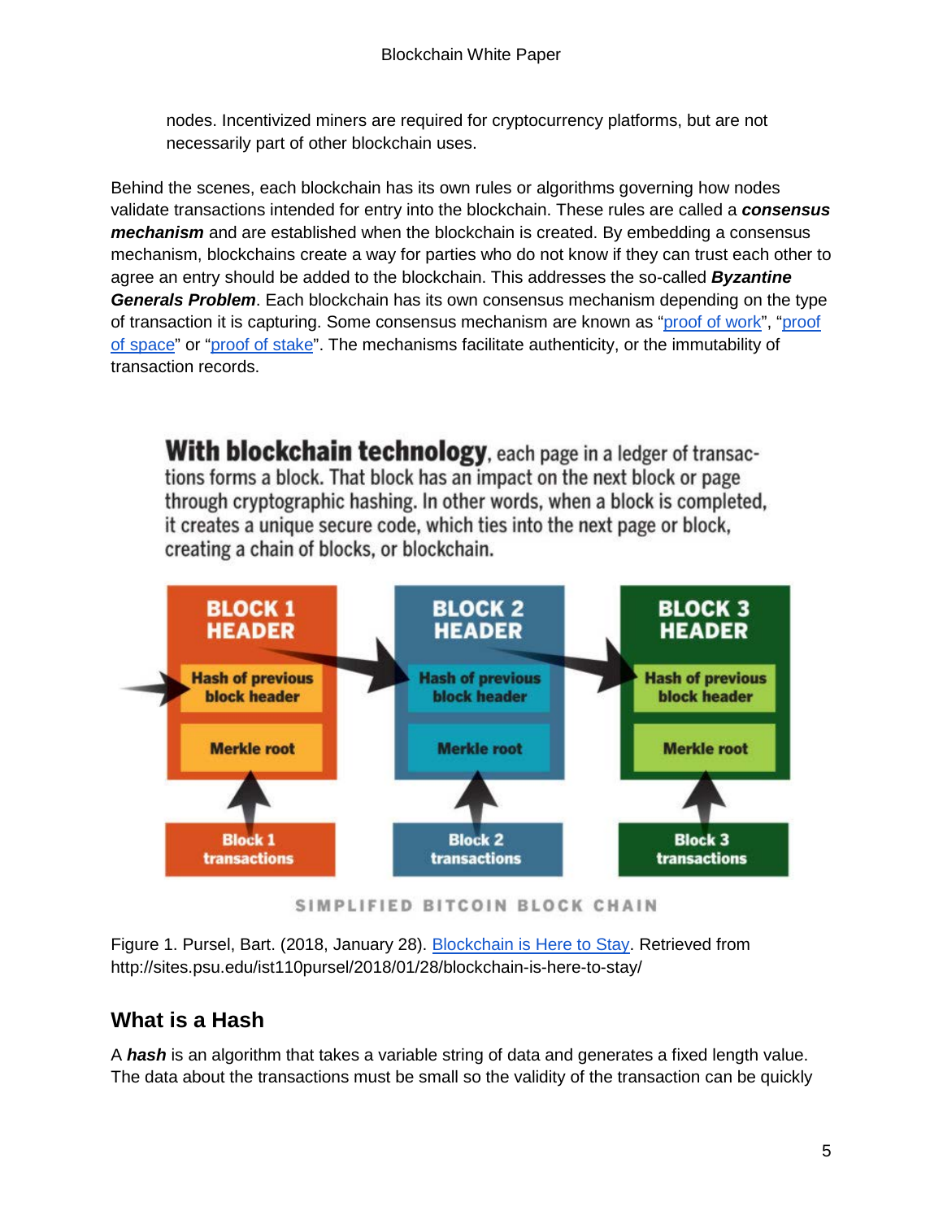nodes. Incentivized miners are required for cryptocurrency platforms, but are not necessarily part of other blockchain uses.

Behind the scenes, each blockchain has its own rules or algorithms governing how nodes validate transactions intended for entry into the blockchain. These rules are called a ***consensus mechanism*** and are established when the blockchain is created. By embedding a consensus mechanism, blockchains create a way for parties who do not know if they can trust each other to agree an entry should be added to the blockchain. This addresses the so-called ***Byzantine Generals Problem***. Each blockchain has its own consensus mechanism depending on the type of transaction it is capturing. Some consensus mechanism are known as "[proof of work]", "[proof of space]" or "[proof of stake]". The mechanisms facilitate authenticity, or the immutability of transaction records.

**With blockchain technology**, each page in a ledger of transactions forms a block. That block has an impact on the next block or page through cryptographic hashing. In other words, when a block is completed, it creates a unique secure code, which ties into the next page or block, creating a chain of blocks, or blockchain.

| BLOCK 1 HEADER | BLOCK 2 HEADER | BLOCK 3 HEADER |
|---|---|---|
| Hash of previous block header | Hash of previous block header | Hash of previous block header |
| Merkle root | Merkle root | Merkle root |
| Block 1 transactions | Block 2 transactions | Block 3 transactions |

SIMPLIFIED BITCOIN BLOCK CHAIN

Figure 1. Pursel, Bart. (2018, January 28). Blockchain is Here to Stay. Retrieved from http://sites.psu.edu/ist110pursel/2018/01/28/blockchain-is-here-to-stay/

## What is a Hash

A ***hash*** is an algorithm that takes a variable string of data and generates a fixed length value. The data about the transactions must be small so the validity of the transaction can be quickly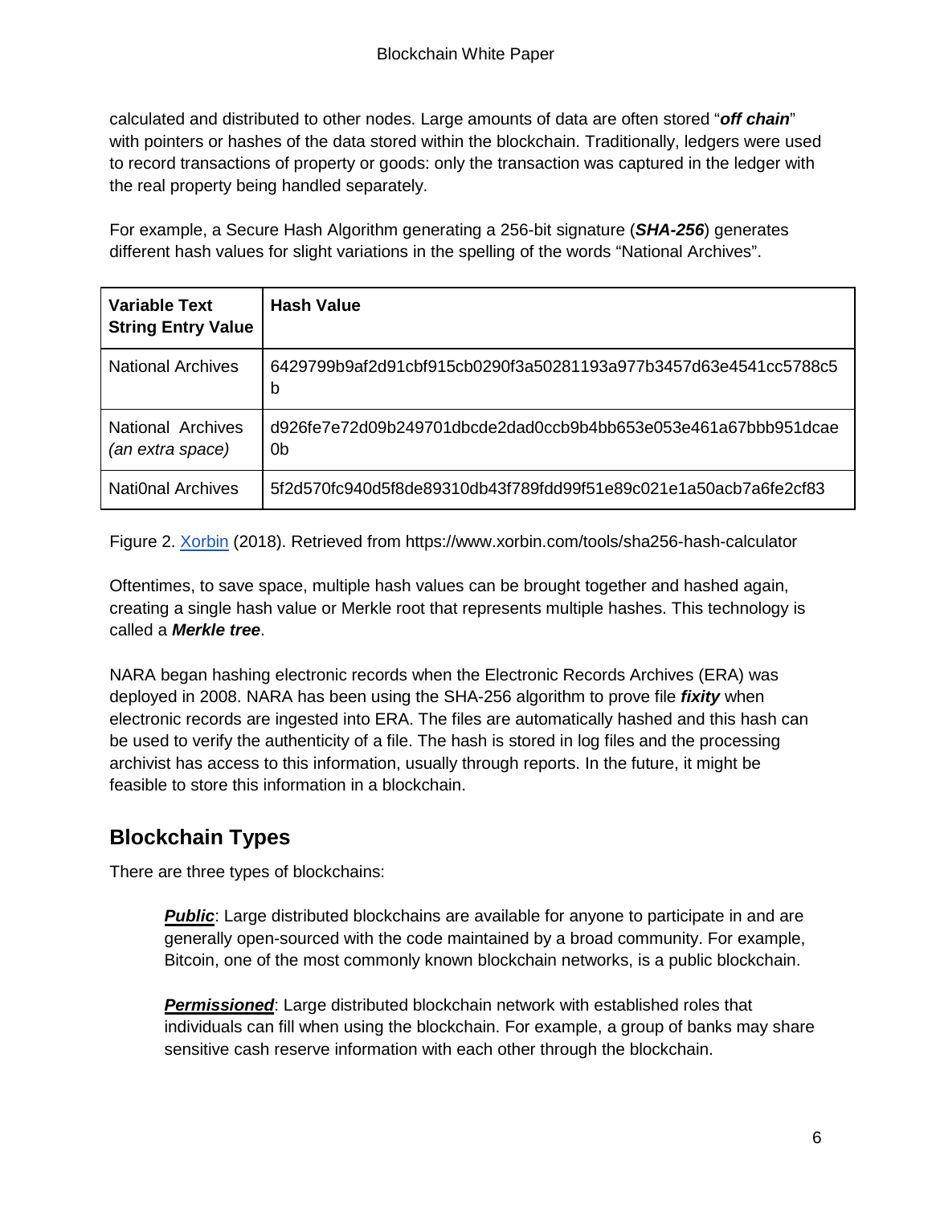calculated and distributed to other nodes. Large amounts of data are often stored "***off chain***" with pointers or hashes of the data stored within the blockchain. Traditionally, ledgers were used to record transactions of property or goods: only the transaction was captured in the ledger with the real property being handled separately.

For example, a Secure Hash Algorithm generating a 256-bit signature (***SHA-256***) generates different hash values for slight variations in the spelling of the words "National Archives".

| Variable Text String Entry Value | Hash Value |
|---|---|
| National Archives | 6429799b9af2d91cbf915cb0290f3a50281193a977b3457d63e4541cc5788c5b |
| National  Archives *(an extra space)* | d926fe7e72d09b249701dbcde2dad0ccb9b4bb653e053e461a67bbb951dcae0b |
| Nati0nal Archives | 5f2d570fc940d5f8de89310db43f789fdd99f51e89c021e1a50acb7a6fe2cf83 |

Figure 2. Xorbin (2018). Retrieved from https://www.xorbin.com/tools/sha256-hash-calculator

Oftentimes, to save space, multiple hash values can be brought together and hashed again, creating a single hash value or Merkle root that represents multiple hashes. This technology is called a ***Merkle tree***.

NARA began hashing electronic records when the Electronic Records Archives (ERA) was deployed in 2008. NARA has been using the SHA-256 algorithm to prove file ***fixity*** when electronic records are ingested into ERA. The files are automatically hashed and this hash can be used to verify the authenticity of a file. The hash is stored in log files and the processing archivist has access to this information, usually through reports. In the future, it might be feasible to store this information in a blockchain.

## Blockchain Types

There are three types of blockchains:

> ***Public***: Large distributed blockchains are available for anyone to participate in and are generally open-sourced with the code maintained by a broad community. For example, Bitcoin, one of the most commonly known blockchain networks, is a public blockchain.
>
> ***Permissioned***: Large distributed blockchain network with established roles that individuals can fill when using the blockchain. For example, a group of banks may share sensitive cash reserve information with each other through the blockchain.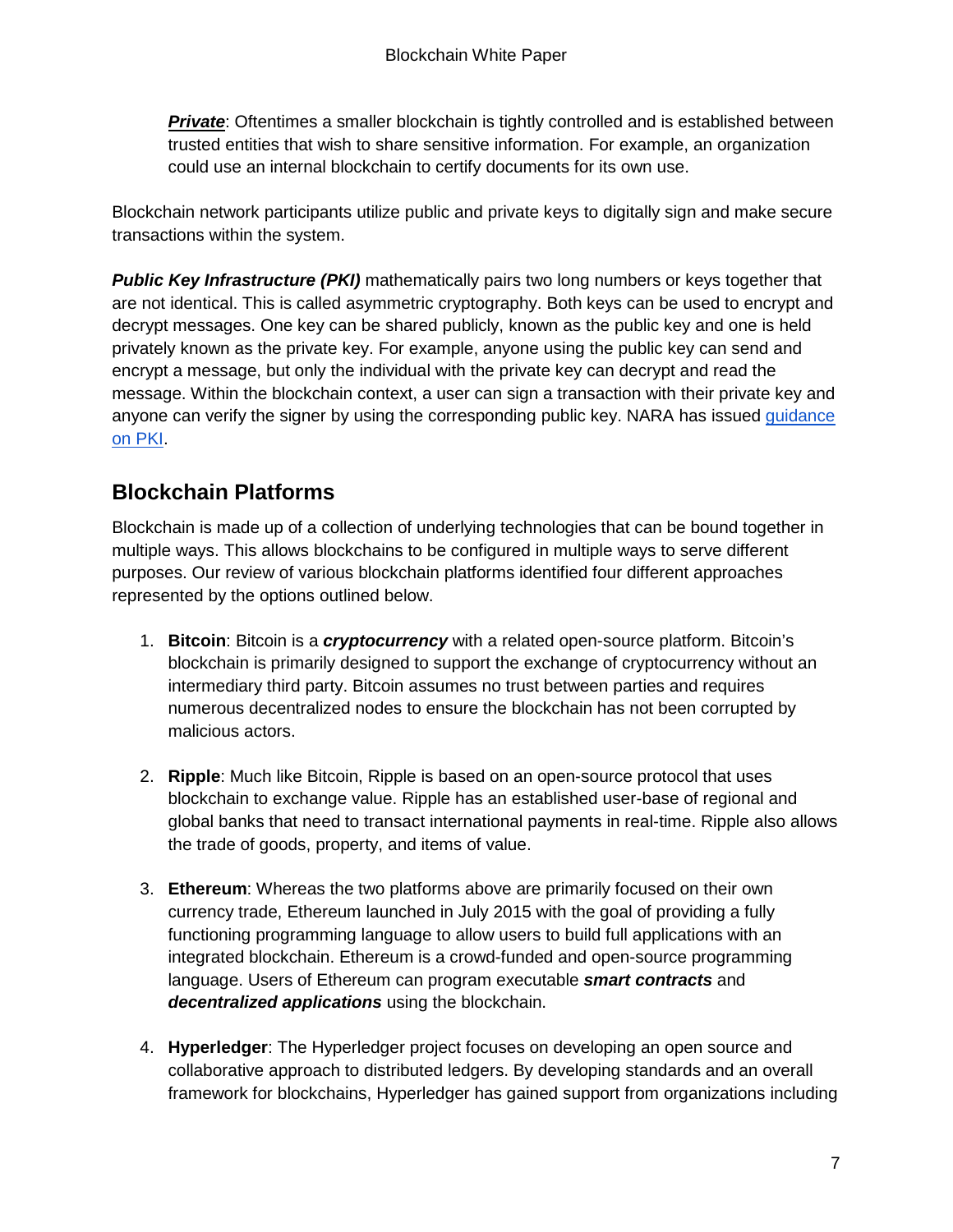***Private***: Oftentimes a smaller blockchain is tightly controlled and is established between trusted entities that wish to share sensitive information. For example, an organization could use an internal blockchain to certify documents for its own use.

Blockchain network participants utilize public and private keys to digitally sign and make secure transactions within the system.

***Public Key Infrastructure (PKI)*** mathematically pairs two long numbers or keys together that are not identical. This is called asymmetric cryptography. Both keys can be used to encrypt and decrypt messages. One key can be shared publicly, known as the public key and one is held privately known as the private key. For example, anyone using the public key can send and encrypt a message, but only the individual with the private key can decrypt and read the message. Within the blockchain context, a user can sign a transaction with their private key and anyone can verify the signer by using the corresponding public key. NARA has issued guidance on PKI.

## Blockchain Platforms

Blockchain is made up of a collection of underlying technologies that can be bound together in multiple ways. This allows blockchains to be configured in multiple ways to serve different purposes. Our review of various blockchain platforms identified four different approaches represented by the options outlined below.

1. **Bitcoin**: Bitcoin is a ***cryptocurrency*** with a related open-source platform. Bitcoin's blockchain is primarily designed to support the exchange of cryptocurrency without an intermediary third party. Bitcoin assumes no trust between parties and requires numerous decentralized nodes to ensure the blockchain has not been corrupted by malicious actors.

2. **Ripple**: Much like Bitcoin, Ripple is based on an open-source protocol that uses blockchain to exchange value. Ripple has an established user-base of regional and global banks that need to transact international payments in real-time. Ripple also allows the trade of goods, property, and items of value.

3. **Ethereum**: Whereas the two platforms above are primarily focused on their own currency trade, Ethereum launched in July 2015 with the goal of providing a fully functioning programming language to allow users to build full applications with an integrated blockchain. Ethereum is a crowd-funded and open-source programming language. Users of Ethereum can program executable ***smart contracts*** and ***decentralized applications*** using the blockchain.

4. **Hyperledger**: The Hyperledger project focuses on developing an open source and collaborative approach to distributed ledgers. By developing standards and an overall framework for blockchains, Hyperledger has gained support from organizations including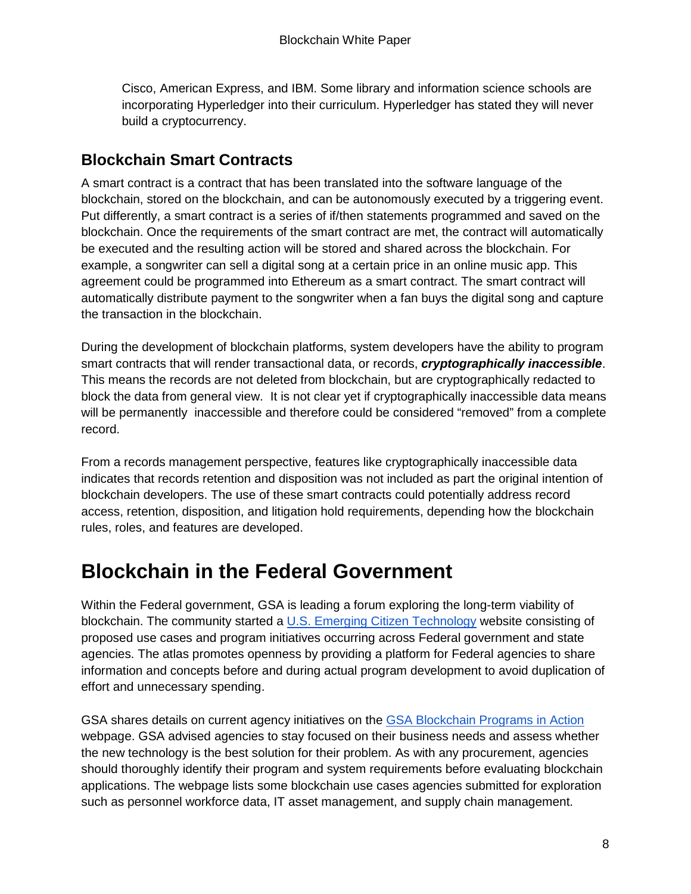Cisco, American Express, and IBM. Some library and information science schools are incorporating Hyperledger into their curriculum. Hyperledger has stated they will never build a cryptocurrency.

### Blockchain Smart Contracts

A smart contract is a contract that has been translated into the software language of the blockchain, stored on the blockchain, and can be autonomously executed by a triggering event. Put differently, a smart contract is a series of if/then statements programmed and saved on the blockchain. Once the requirements of the smart contract are met, the contract will automatically be executed and the resulting action will be stored and shared across the blockchain. For example, a songwriter can sell a digital song at a certain price in an online music app. This agreement could be programmed into Ethereum as a smart contract. The smart contract will automatically distribute payment to the songwriter when a fan buys the digital song and capture the transaction in the blockchain.

During the development of blockchain platforms, system developers have the ability to program smart contracts that will render transactional data, or records, ***cryptographically inaccessible***. This means the records are not deleted from blockchain, but are cryptographically redacted to block the data from general view. It is not clear yet if cryptographically inaccessible data means will be permanently inaccessible and therefore could be considered "removed" from a complete record.

From a records management perspective, features like cryptographically inaccessible data indicates that records retention and disposition was not included as part the original intention of blockchain developers. The use of these smart contracts could potentially address record access, retention, disposition, and litigation hold requirements, depending how the blockchain rules, roles, and features are developed.

## Blockchain in the Federal Government

Within the Federal government, GSA is leading a forum exploring the long-term viability of blockchain. The community started a [U.S. Emerging Citizen Technology] website consisting of proposed use cases and program initiatives occurring across Federal government and state agencies. The atlas promotes openness by providing a platform for Federal agencies to share information and concepts before and during actual program development to avoid duplication of effort and unnecessary spending.

GSA shares details on current agency initiatives on the [GSA Blockchain Programs in Action] webpage. GSA advised agencies to stay focused on their business needs and assess whether the new technology is the best solution for their problem. As with any procurement, agencies should thoroughly identify their program and system requirements before evaluating blockchain applications. The webpage lists some blockchain use cases agencies submitted for exploration such as personnel workforce data, IT asset management, and supply chain management.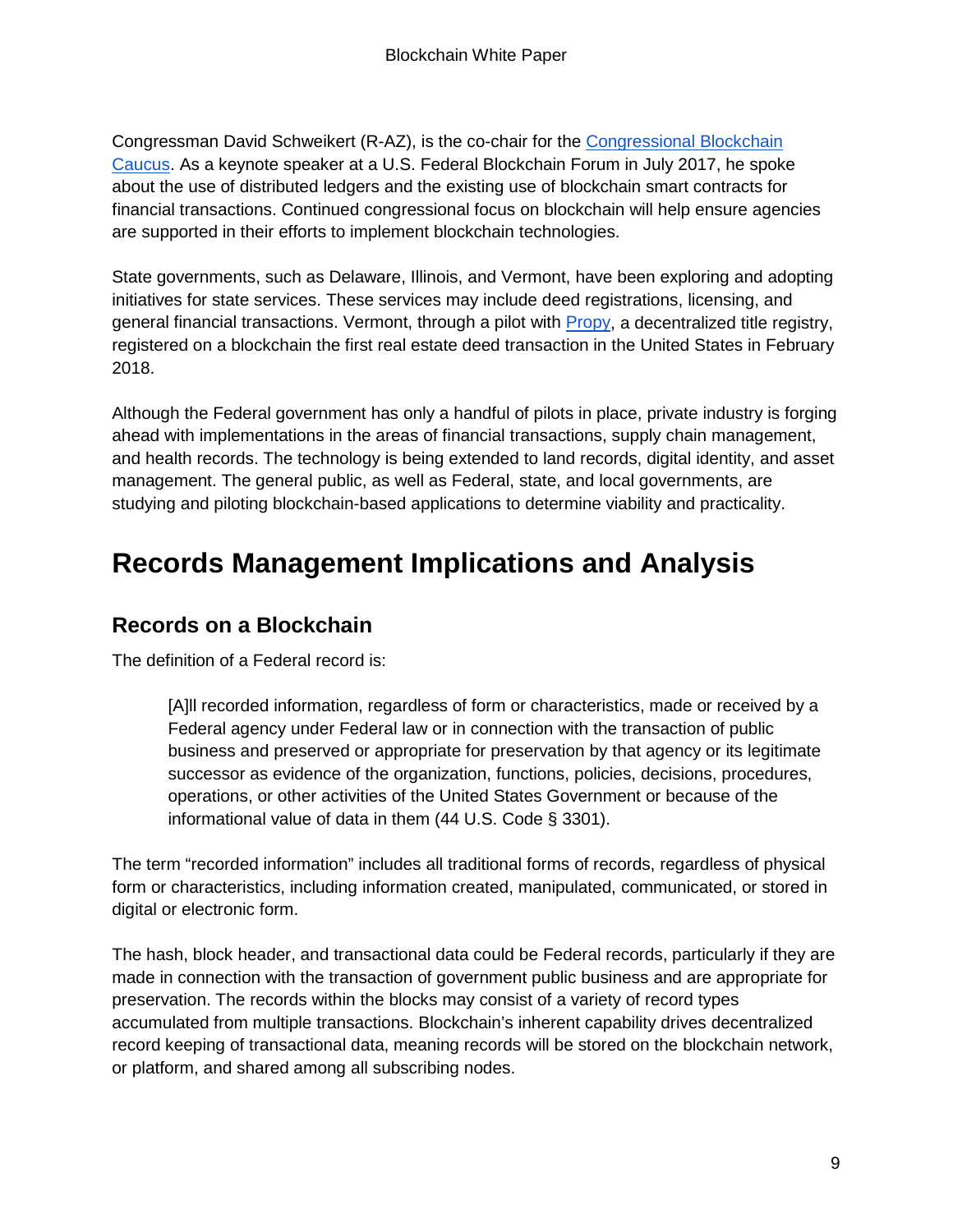Congressman David Schweikert (R-AZ), is the co-chair for the Congressional Blockchain Caucus. As a keynote speaker at a U.S. Federal Blockchain Forum in July 2017, he spoke about the use of distributed ledgers and the existing use of blockchain smart contracts for financial transactions. Continued congressional focus on blockchain will help ensure agencies are supported in their efforts to implement blockchain technologies.

State governments, such as Delaware, Illinois, and Vermont, have been exploring and adopting initiatives for state services. These services may include deed registrations, licensing, and general financial transactions. Vermont, through a pilot with Propy, a decentralized title registry, registered on a blockchain the first real estate deed transaction in the United States in February 2018.

Although the Federal government has only a handful of pilots in place, private industry is forging ahead with implementations in the areas of financial transactions, supply chain management, and health records. The technology is being extended to land records, digital identity, and asset management. The general public, as well as Federal, state, and local governments, are studying and piloting blockchain-based applications to determine viability and practicality.

# Records Management Implications and Analysis

## Records on a Blockchain

The definition of a Federal record is:

> [A]ll recorded information, regardless of form or characteristics, made or received by a Federal agency under Federal law or in connection with the transaction of public business and preserved or appropriate for preservation by that agency or its legitimate successor as evidence of the organization, functions, policies, decisions, procedures, operations, or other activities of the United States Government or because of the informational value of data in them (44 U.S. Code § 3301).

The term "recorded information" includes all traditional forms of records, regardless of physical form or characteristics, including information created, manipulated, communicated, or stored in digital or electronic form.

The hash, block header, and transactional data could be Federal records, particularly if they are made in connection with the transaction of government public business and are appropriate for preservation. The records within the blocks may consist of a variety of record types accumulated from multiple transactions. Blockchain's inherent capability drives decentralized record keeping of transactional data, meaning records will be stored on the blockchain network, or platform, and shared among all subscribing nodes.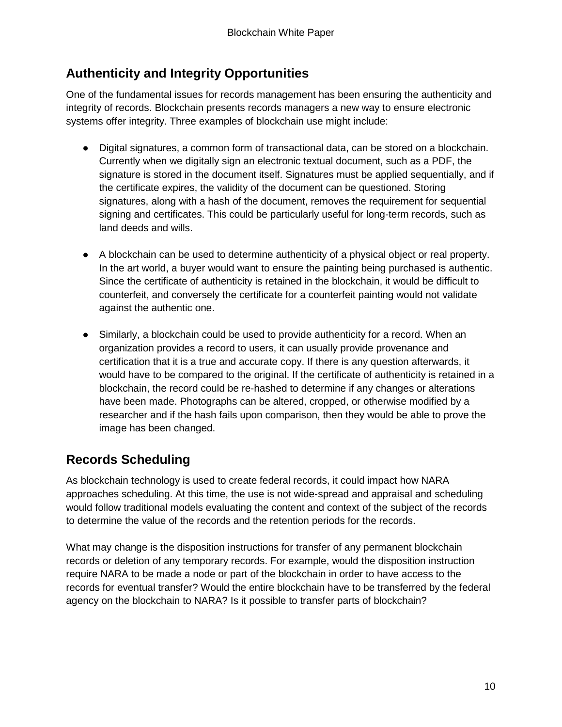## Authenticity and Integrity Opportunities

One of the fundamental issues for records management has been ensuring the authenticity and integrity of records. Blockchain presents records managers a new way to ensure electronic systems offer integrity. Three examples of blockchain use might include:

- Digital signatures, a common form of transactional data, can be stored on a blockchain. Currently when we digitally sign an electronic textual document, such as a PDF, the signature is stored in the document itself. Signatures must be applied sequentially, and if the certificate expires, the validity of the document can be questioned. Storing signatures, along with a hash of the document, removes the requirement for sequential signing and certificates. This could be particularly useful for long-term records, such as land deeds and wills.

- A blockchain can be used to determine authenticity of a physical object or real property. In the art world, a buyer would want to ensure the painting being purchased is authentic. Since the certificate of authenticity is retained in the blockchain, it would be difficult to counterfeit, and conversely the certificate for a counterfeit painting would not validate against the authentic one.

- Similarly, a blockchain could be used to provide authenticity for a record. When an organization provides a record to users, it can usually provide provenance and certification that it is a true and accurate copy. If there is any question afterwards, it would have to be compared to the original. If the certificate of authenticity is retained in a blockchain, the record could be re-hashed to determine if any changes or alterations have been made. Photographs can be altered, cropped, or otherwise modified by a researcher and if the hash fails upon comparison, then they would be able to prove the image has been changed.

## Records Scheduling

As blockchain technology is used to create federal records, it could impact how NARA approaches scheduling. At this time, the use is not wide-spread and appraisal and scheduling would follow traditional models evaluating the content and context of the subject of the records to determine the value of the records and the retention periods for the records.

What may change is the disposition instructions for transfer of any permanent blockchain records or deletion of any temporary records. For example, would the disposition instruction require NARA to be made a node or part of the blockchain in order to have access to the records for eventual transfer? Would the entire blockchain have to be transferred by the federal agency on the blockchain to NARA? Is it possible to transfer parts of blockchain?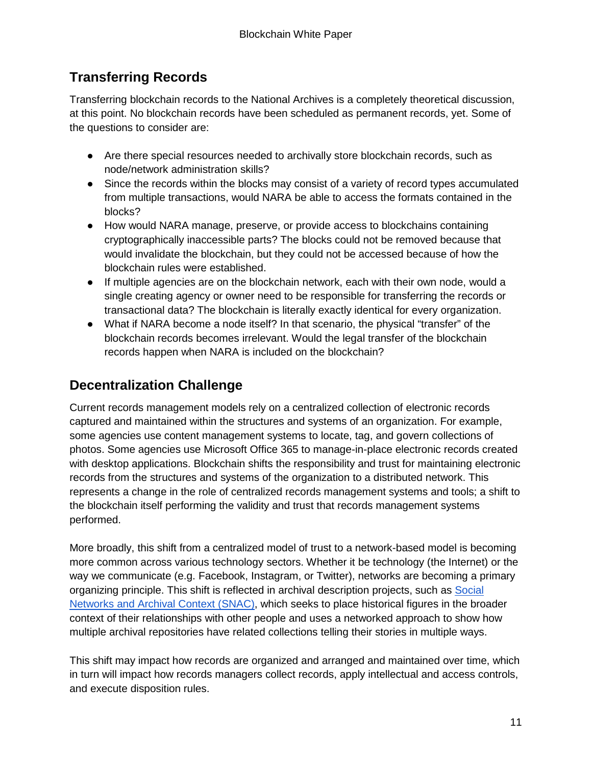## Transferring Records

Transferring blockchain records to the National Archives is a completely theoretical discussion, at this point. No blockchain records have been scheduled as permanent records, yet. Some of the questions to consider are:

- Are there special resources needed to archivally store blockchain records, such as node/network administration skills?
- Since the records within the blocks may consist of a variety of record types accumulated from multiple transactions, would NARA be able to access the formats contained in the blocks?
- How would NARA manage, preserve, or provide access to blockchains containing cryptographically inaccessible parts? The blocks could not be removed because that would invalidate the blockchain, but they could not be accessed because of how the blockchain rules were established.
- If multiple agencies are on the blockchain network, each with their own node, would a single creating agency or owner need to be responsible for transferring the records or transactional data? The blockchain is literally exactly identical for every organization.
- What if NARA become a node itself? In that scenario, the physical "transfer" of the blockchain records becomes irrelevant. Would the legal transfer of the blockchain records happen when NARA is included on the blockchain?

## Decentralization Challenge

Current records management models rely on a centralized collection of electronic records captured and maintained within the structures and systems of an organization. For example, some agencies use content management systems to locate, tag, and govern collections of photos. Some agencies use Microsoft Office 365 to manage-in-place electronic records created with desktop applications. Blockchain shifts the responsibility and trust for maintaining electronic records from the structures and systems of the organization to a distributed network. This represents a change in the role of centralized records management systems and tools; a shift to the blockchain itself performing the validity and trust that records management systems performed.

More broadly, this shift from a centralized model of trust to a network-based model is becoming more common across various technology sectors. Whether it be technology (the Internet) or the way we communicate (e.g. Facebook, Instagram, or Twitter), networks are becoming a primary organizing principle. This shift is reflected in archival description projects, such as Social Networks and Archival Context (SNAC), which seeks to place historical figures in the broader context of their relationships with other people and uses a networked approach to show how multiple archival repositories have related collections telling their stories in multiple ways.

This shift may impact how records are organized and arranged and maintained over time, which in turn will impact how records managers collect records, apply intellectual and access controls, and execute disposition rules.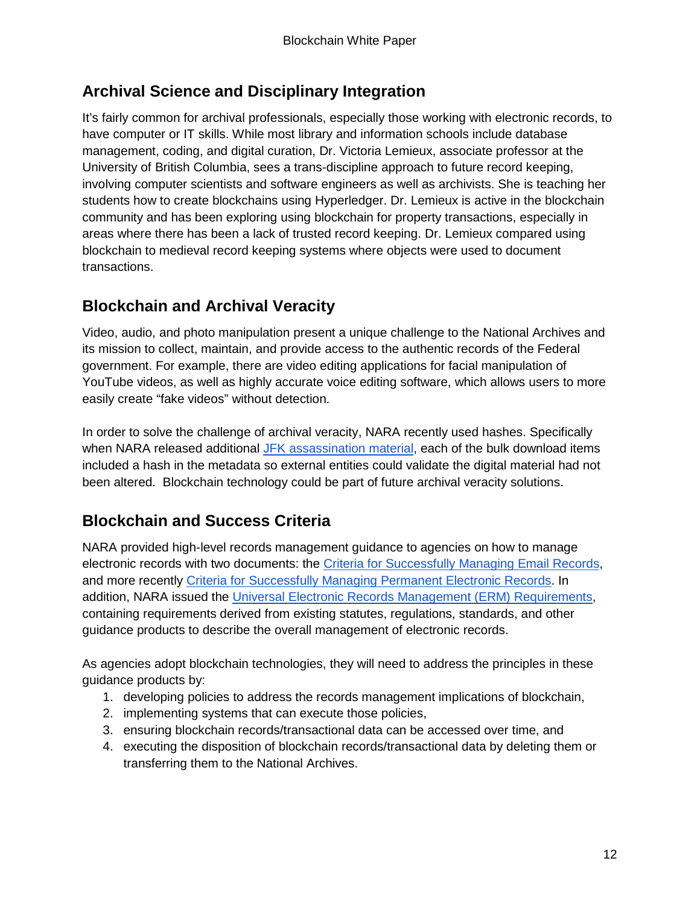## Archival Science and Disciplinary Integration

It's fairly common for archival professionals, especially those working with electronic records, to have computer or IT skills. While most library and information schools include database management, coding, and digital curation, Dr. Victoria Lemieux, associate professor at the University of British Columbia, sees a trans-discipline approach to future record keeping, involving computer scientists and software engineers as well as archivists. She is teaching her students how to create blockchains using Hyperledger. Dr. Lemieux is active in the blockchain community and has been exploring using blockchain for property transactions, especially in areas where there has been a lack of trusted record keeping. Dr. Lemieux compared using blockchain to medieval record keeping systems where objects were used to document transactions.

## Blockchain and Archival Veracity

Video, audio, and photo manipulation present a unique challenge to the National Archives and its mission to collect, maintain, and provide access to the authentic records of the Federal government. For example, there are video editing applications for facial manipulation of YouTube videos, as well as highly accurate voice editing software, which allows users to more easily create "fake videos" without detection.

In order to solve the challenge of archival veracity, NARA recently used hashes. Specifically when NARA released additional JFK assassination material, each of the bulk download items included a hash in the metadata so external entities could validate the digital material had not been altered. Blockchain technology could be part of future archival veracity solutions.

## Blockchain and Success Criteria

NARA provided high-level records management guidance to agencies on how to manage electronic records with two documents: the Criteria for Successfully Managing Email Records, and more recently Criteria for Successfully Managing Permanent Electronic Records. In addition, NARA issued the Universal Electronic Records Management (ERM) Requirements, containing requirements derived from existing statutes, regulations, standards, and other guidance products to describe the overall management of electronic records.

As agencies adopt blockchain technologies, they will need to address the principles in these guidance products by:

1. developing policies to address the records management implications of blockchain,
2. implementing systems that can execute those policies,
3. ensuring blockchain records/transactional data can be accessed over time, and
4. executing the disposition of blockchain records/transactional data by deleting them or transferring them to the National Archives.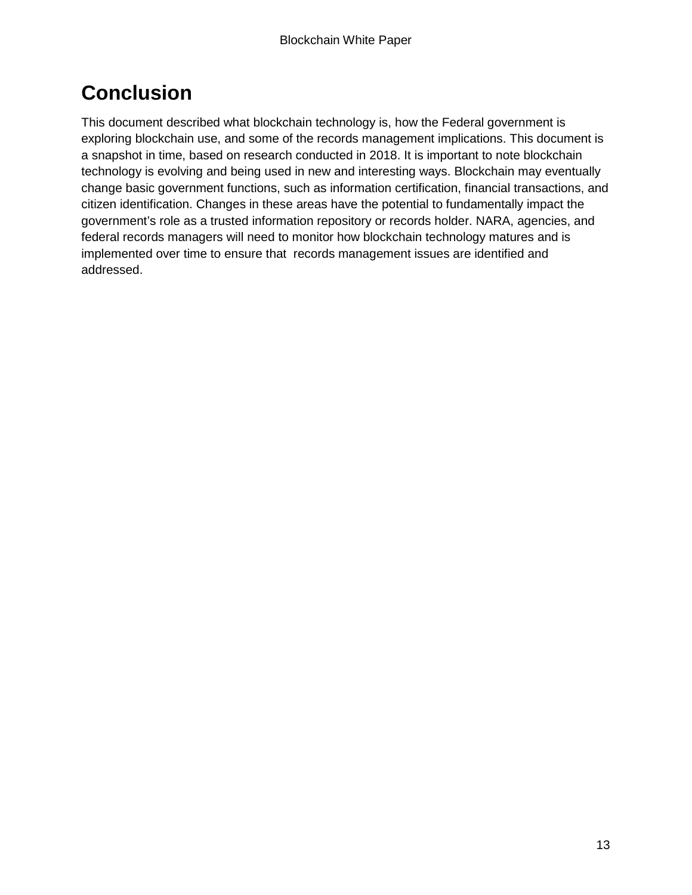# Conclusion

This document described what blockchain technology is, how the Federal government is exploring blockchain use, and some of the records management implications. This document is a snapshot in time, based on research conducted in 2018. It is important to note blockchain technology is evolving and being used in new and interesting ways. Blockchain may eventually change basic government functions, such as information certification, financial transactions, and citizen identification. Changes in these areas have the potential to fundamentally impact the government's role as a trusted information repository or records holder. NARA, agencies, and federal records managers will need to monitor how blockchain technology matures and is implemented over time to ensure that records management issues are identified and addressed.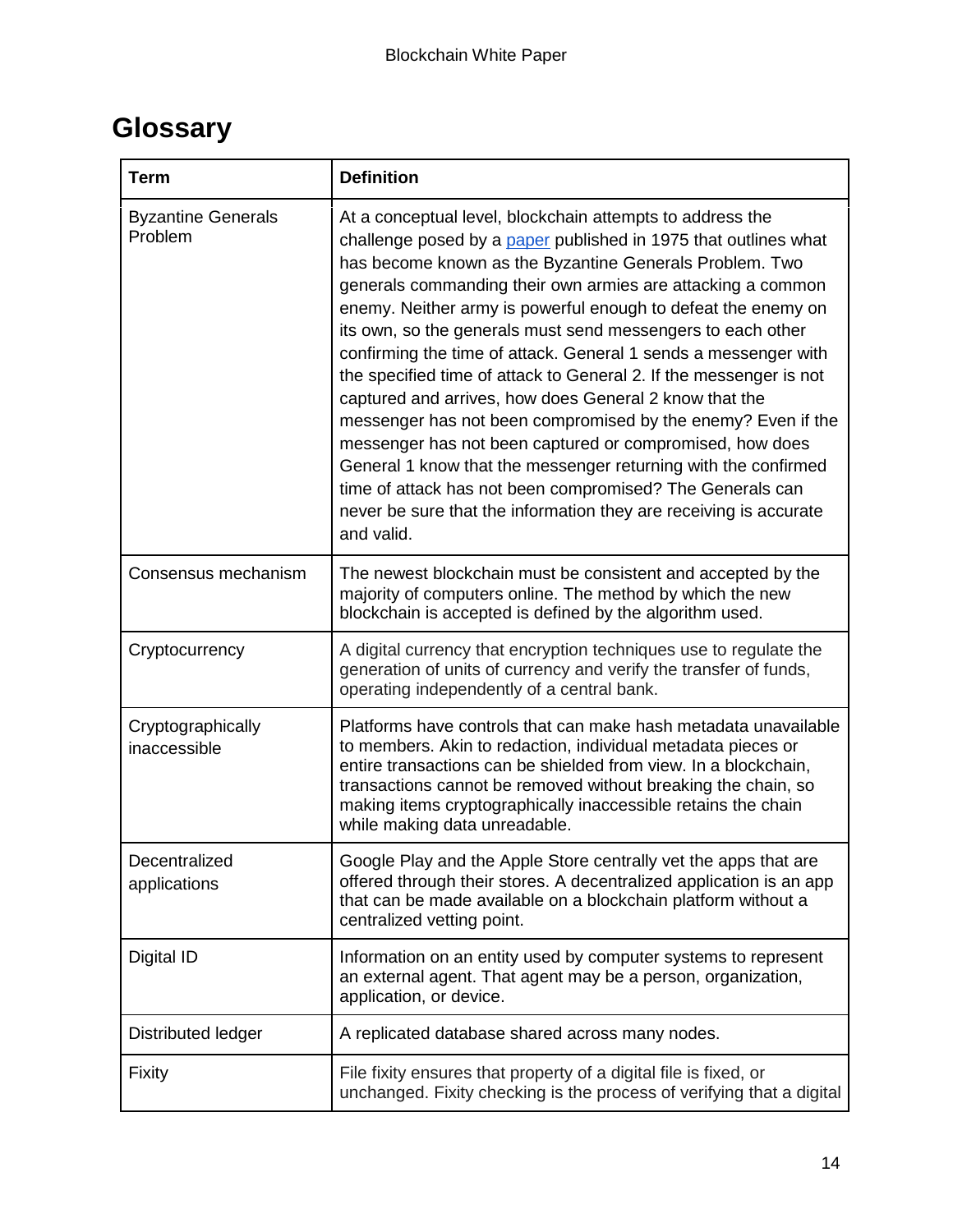# Glossary

| Term | Definition |
|---|---|
| Byzantine Generals Problem | At a conceptual level, blockchain attempts to address the challenge posed by a paper published in 1975 that outlines what has become known as the Byzantine Generals Problem. Two generals commanding their own armies are attacking a common enemy. Neither army is powerful enough to defeat the enemy on its own, so the generals must send messengers to each other confirming the time of attack. General 1 sends a messenger with the specified time of attack to General 2. If the messenger is not captured and arrives, how does General 2 know that the messenger has not been compromised by the enemy? Even if the messenger has not been captured or compromised, how does General 1 know that the messenger returning with the confirmed time of attack has not been compromised? The Generals can never be sure that the information they are receiving is accurate and valid. |
| Consensus mechanism | The newest blockchain must be consistent and accepted by the majority of computers online. The method by which the new blockchain is accepted is defined by the algorithm used. |
| Cryptocurrency | A digital currency that encryption techniques use to regulate the generation of units of currency and verify the transfer of funds, operating independently of a central bank. |
| Cryptographically inaccessible | Platforms have controls that can make hash metadata unavailable to members. Akin to redaction, individual metadata pieces or entire transactions can be shielded from view. In a blockchain, transactions cannot be removed without breaking the chain, so making items cryptographically inaccessible retains the chain while making data unreadable. |
| Decentralized applications | Google Play and the Apple Store centrally vet the apps that are offered through their stores. A decentralized application is an app that can be made available on a blockchain platform without a centralized vetting point. |
| Digital ID | Information on an entity used by computer systems to represent an external agent. That agent may be a person, organization, application, or device. |
| Distributed ledger | A replicated database shared across many nodes. |
| Fixity | File fixity ensures that property of a digital file is fixed, or unchanged. Fixity checking is the process of verifying that a digital |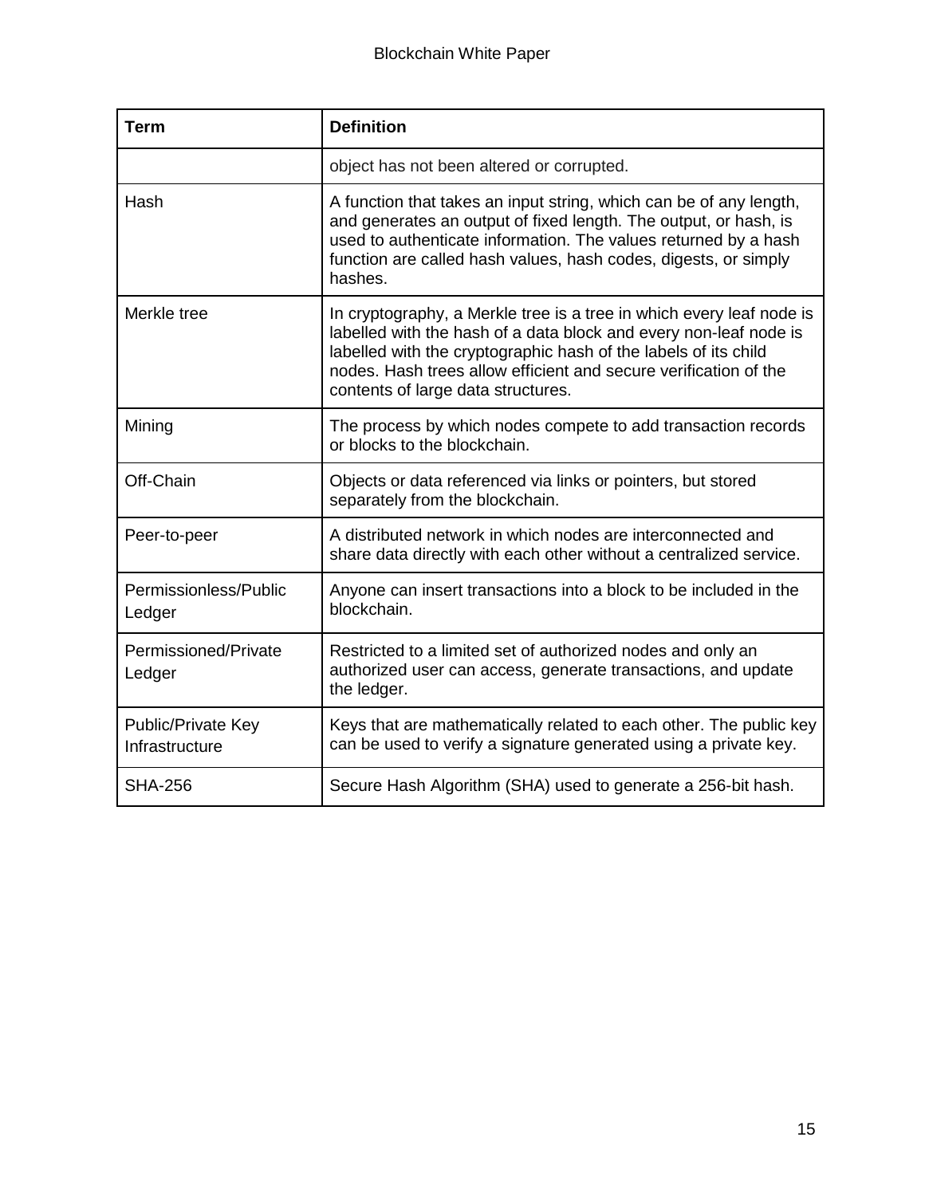| Term | Definition |
|---|---|
| | object has not been altered or corrupted. |
| Hash | A function that takes an input string, which can be of any length, and generates an output of fixed length. The output, or hash, is used to authenticate information. The values returned by a hash function are called hash values, hash codes, digests, or simply hashes. |
| Merkle tree | In cryptography, a Merkle tree is a tree in which every leaf node is labelled with the hash of a data block and every non-leaf node is labelled with the cryptographic hash of the labels of its child nodes. Hash trees allow efficient and secure verification of the contents of large data structures. |
| Mining | The process by which nodes compete to add transaction records or blocks to the blockchain. |
| Off-Chain | Objects or data referenced via links or pointers, but stored separately from the blockchain. |
| Peer-to-peer | A distributed network in which nodes are interconnected and share data directly with each other without a centralized service. |
| Permissionless/Public Ledger | Anyone can insert transactions into a block to be included in the blockchain. |
| Permissioned/Private Ledger | Restricted to a limited set of authorized nodes and only an authorized user can access, generate transactions, and update the ledger. |
| Public/Private Key Infrastructure | Keys that are mathematically related to each other. The public key can be used to verify a signature generated using a private key. |
| SHA-256 | Secure Hash Algorithm (SHA) used to generate a 256-bit hash. |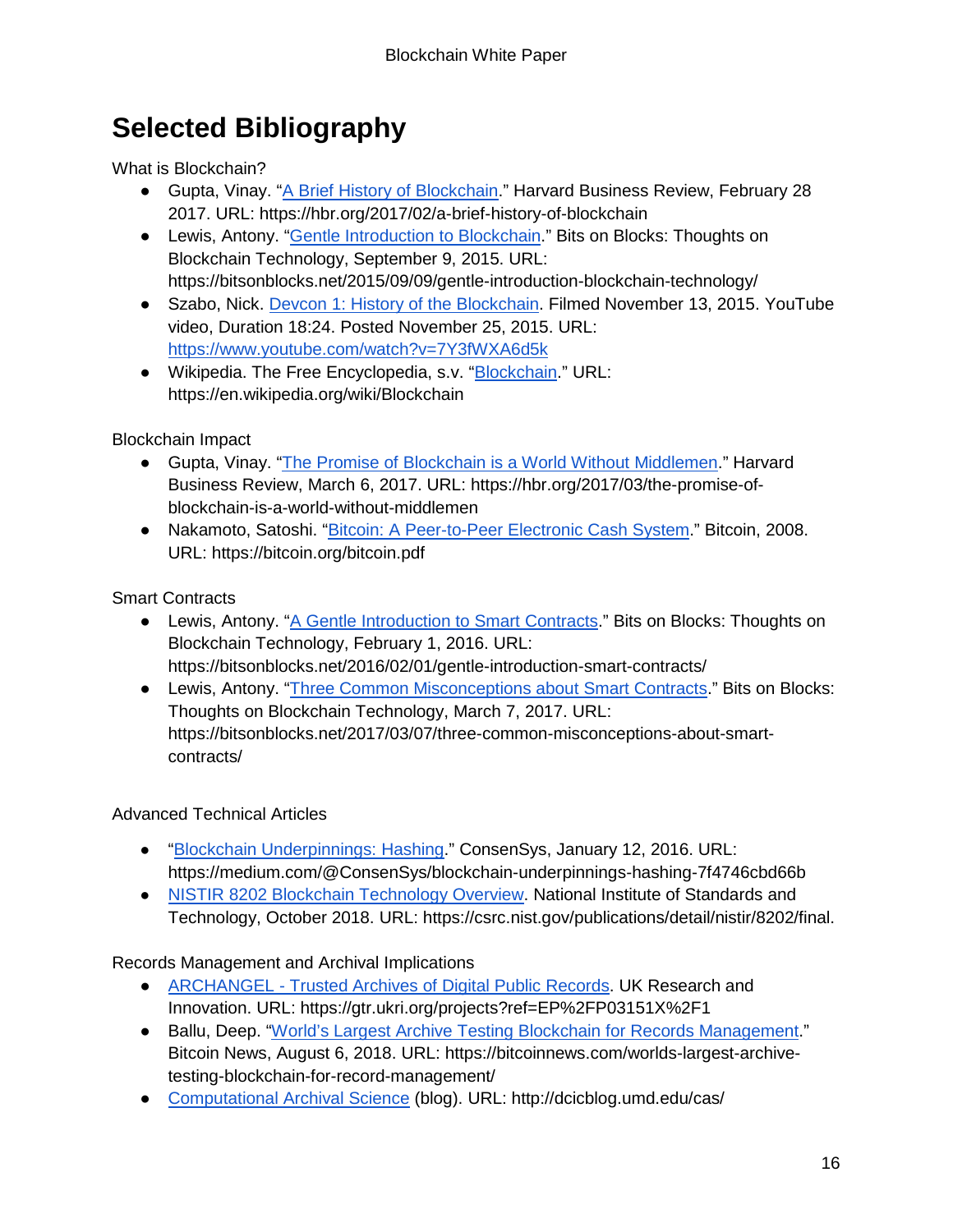# Selected Bibliography

What is Blockchain?

- Gupta, Vinay. "A Brief History of Blockchain." Harvard Business Review, February 28 2017. URL: https://hbr.org/2017/02/a-brief-history-of-blockchain
- Lewis, Antony. "Gentle Introduction to Blockchain." Bits on Blocks: Thoughts on Blockchain Technology, September 9, 2015. URL: https://bitsonblocks.net/2015/09/09/gentle-introduction-blockchain-technology/
- Szabo, Nick. Devcon 1: History of the Blockchain. Filmed November 13, 2015. YouTube video, Duration 18:24. Posted November 25, 2015. URL: https://www.youtube.com/watch?v=7Y3fWXA6d5k
- Wikipedia. The Free Encyclopedia, s.v. "Blockchain." URL: https://en.wikipedia.org/wiki/Blockchain

Blockchain Impact

- Gupta, Vinay. "The Promise of Blockchain is a World Without Middlemen." Harvard Business Review, March 6, 2017. URL: https://hbr.org/2017/03/the-promise-of-blockchain-is-a-world-without-middlemen
- Nakamoto, Satoshi. "Bitcoin: A Peer-to-Peer Electronic Cash System." Bitcoin, 2008. URL: https://bitcoin.org/bitcoin.pdf

Smart Contracts

- Lewis, Antony. "A Gentle Introduction to Smart Contracts." Bits on Blocks: Thoughts on Blockchain Technology, February 1, 2016. URL: https://bitsonblocks.net/2016/02/01/gentle-introduction-smart-contracts/
- Lewis, Antony. "Three Common Misconceptions about Smart Contracts." Bits on Blocks: Thoughts on Blockchain Technology, March 7, 2017. URL: https://bitsonblocks.net/2017/03/07/three-common-misconceptions-about-smart-contracts/

Advanced Technical Articles

- "Blockchain Underpinnings: Hashing." ConsenSys, January 12, 2016. URL: https://medium.com/@ConsenSys/blockchain-underpinnings-hashing-7f4746cbd66b
- NISTIR 8202 Blockchain Technology Overview. National Institute of Standards and Technology, October 2018. URL: https://csrc.nist.gov/publications/detail/nistir/8202/final.

Records Management and Archival Implications

- ARCHANGEL - Trusted Archives of Digital Public Records. UK Research and Innovation. URL: https://gtr.ukri.org/projects?ref=EP%2FP03151X%2F1
- Ballu, Deep. "World's Largest Archive Testing Blockchain for Records Management." Bitcoin News, August 6, 2018. URL: https://bitcoinnews.com/worlds-largest-archive-testing-blockchain-for-record-management/
- Computational Archival Science (blog). URL: http://dcicblog.umd.edu/cas/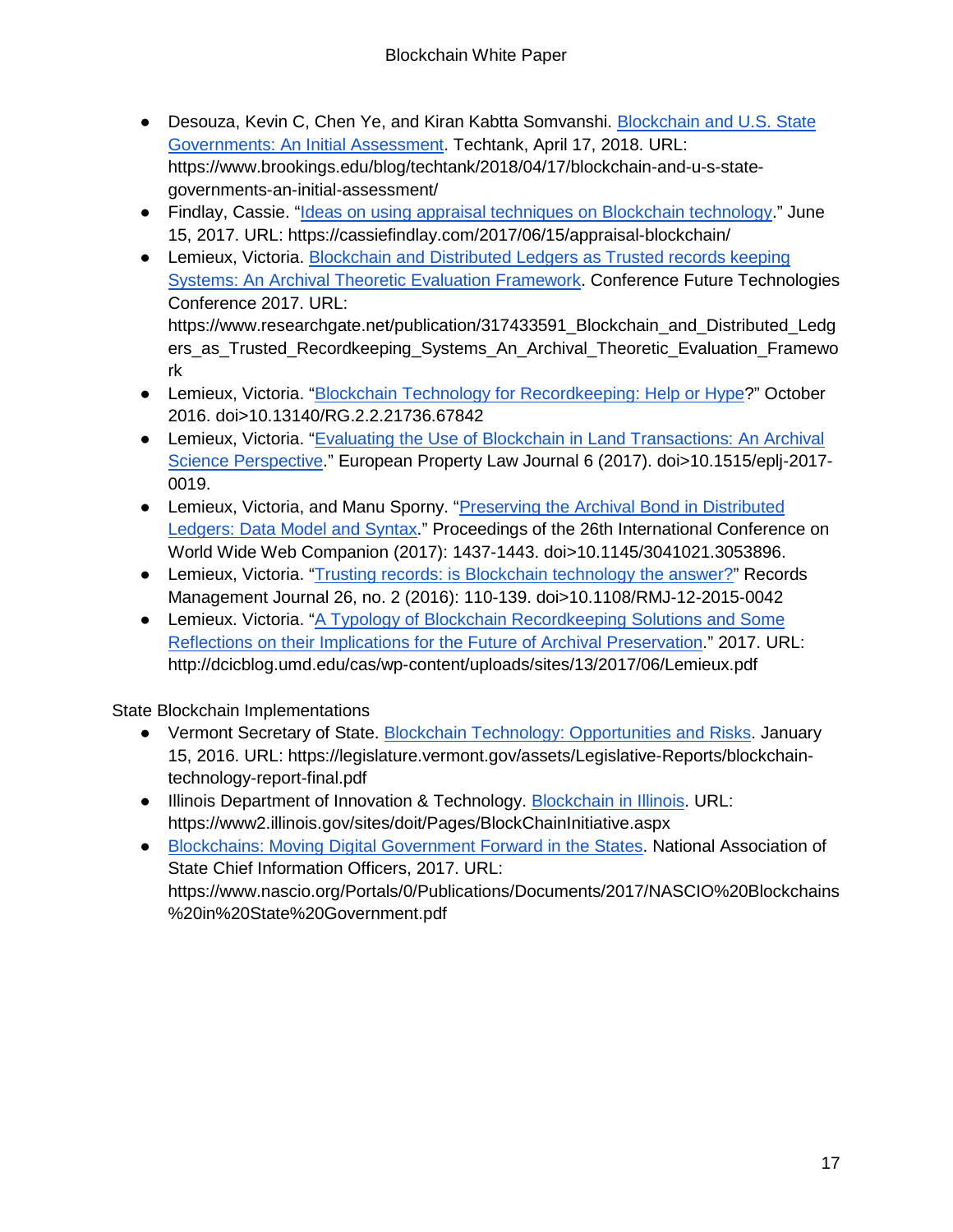- Desouza, Kevin C, Chen Ye, and Kiran Kabtta Somvanshi. Blockchain and U.S. State Governments: An Initial Assessment. Techtank, April 17, 2018. URL: https://www.brookings.edu/blog/techtank/2018/04/17/blockchain-and-u-s-state-governments-an-initial-assessment/
- Findlay, Cassie. "Ideas on using appraisal techniques on Blockchain technology." June 15, 2017. URL: https://cassiefindlay.com/2017/06/15/appraisal-blockchain/
- Lemieux, Victoria. Blockchain and Distributed Ledgers as Trusted records keeping Systems: An Archival Theoretic Evaluation Framework. Conference Future Technologies Conference 2017. URL: https://www.researchgate.net/publication/317433591_Blockchain_and_Distributed_Ledgers_as_Trusted_Recordkeeping_Systems_An_Archival_Theoretic_Evaluation_Framework
- Lemieux, Victoria. "Blockchain Technology for Recordkeeping: Help or Hype?" October 2016. doi>10.13140/RG.2.2.21736.67842
- Lemieux, Victoria. "Evaluating the Use of Blockchain in Land Transactions: An Archival Science Perspective." European Property Law Journal 6 (2017). doi>10.1515/eplj-2017-0019.
- Lemieux, Victoria, and Manu Sporny. "Preserving the Archival Bond in Distributed Ledgers: Data Model and Syntax." Proceedings of the 26th International Conference on World Wide Web Companion (2017): 1437-1443. doi>10.1145/3041021.3053896.
- Lemieux, Victoria. "Trusting records: is Blockchain technology the answer?" Records Management Journal 26, no. 2 (2016): 110-139. doi>10.1108/RMJ-12-2015-0042
- Lemieux. Victoria. "A Typology of Blockchain Recordkeeping Solutions and Some Reflections on their Implications for the Future of Archival Preservation." 2017. URL: http://dcicblog.umd.edu/cas/wp-content/uploads/sites/13/2017/06/Lemieux.pdf

State Blockchain Implementations

- Vermont Secretary of State. Blockchain Technology: Opportunities and Risks. January 15, 2016. URL: https://legislature.vermont.gov/assets/Legislative-Reports/blockchain-technology-report-final.pdf
- Illinois Department of Innovation & Technology. Blockchain in Illinois. URL: https://www2.illinois.gov/sites/doit/Pages/BlockChainInitiative.aspx
- Blockchains: Moving Digital Government Forward in the States. National Association of State Chief Information Officers, 2017. URL: https://www.nascio.org/Portals/0/Publications/Documents/2017/NASCIO%20Blockchains%20in%20State%20Government.pdf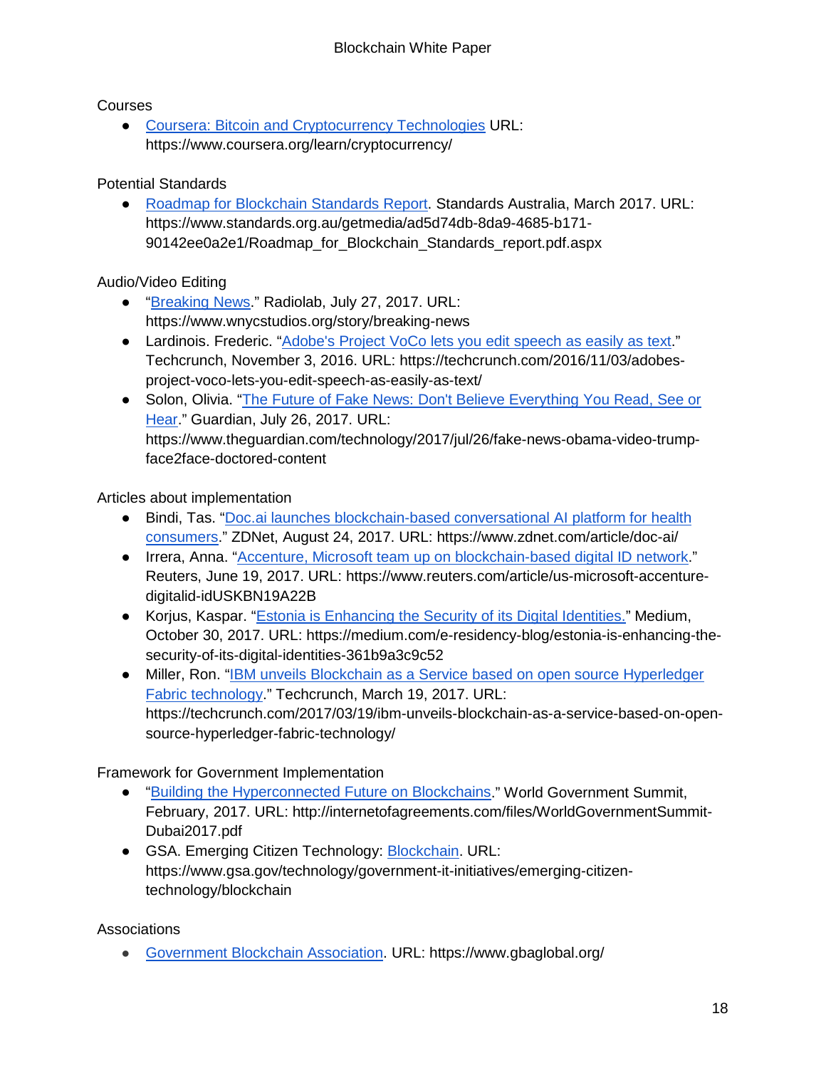Courses

- [Coursera: Bitcoin and Cryptocurrency Technologies](https://www.coursera.org/learn/cryptocurrency/) URL: https://www.coursera.org/learn/cryptocurrency/

Potential Standards

- [Roadmap for Blockchain Standards Report](https://www.standards.org.au/getmedia/ad5d74db-8da9-4685-b171-90142ee0a2e1/Roadmap_for_Blockchain_Standards_report.pdf.aspx). Standards Australia, March 2017. URL: https://www.standards.org.au/getmedia/ad5d74db-8da9-4685-b171-90142ee0a2e1/Roadmap_for_Blockchain_Standards_report.pdf.aspx

Audio/Video Editing

- "[Breaking News](https://www.wnycstudios.org/story/breaking-news)." Radiolab, July 27, 2017. URL: https://www.wnycstudios.org/story/breaking-news
- Lardinois. Frederic. "[Adobe's Project VoCo lets you edit speech as easily as text](https://techcrunch.com/2016/11/03/adobes-project-voco-lets-you-edit-speech-as-easily-as-text/)." Techcrunch, November 3, 2016. URL: https://techcrunch.com/2016/11/03/adobes-project-voco-lets-you-edit-speech-as-easily-as-text/
- Solon, Olivia. "[The Future of Fake News: Don't Believe Everything You Read, See or Hear](https://www.theguardian.com/technology/2017/jul/26/fake-news-obama-video-trump-face2face-doctored-content)." Guardian, July 26, 2017. URL: https://www.theguardian.com/technology/2017/jul/26/fake-news-obama-video-trump-face2face-doctored-content

Articles about implementation

- Bindi, Tas. "[Doc.ai launches blockchain-based conversational AI platform for health consumers](https://www.zdnet.com/article/doc-ai/)." ZDNet, August 24, 2017. URL: https://www.zdnet.com/article/doc-ai/
- Irrera, Anna. "[Accenture, Microsoft team up on blockchain-based digital ID network](https://www.reuters.com/article/us-microsoft-accenture-digitalid-idUSKBN19A22B)." Reuters, June 19, 2017. URL: https://www.reuters.com/article/us-microsoft-accenture-digitalid-idUSKBN19A22B
- Korjus, Kaspar. "[Estonia is Enhancing the Security of its Digital Identities.](https://medium.com/e-residency-blog/estonia-is-enhancing-the-security-of-its-digital-identities-361b9a3c9c52)" Medium, October 30, 2017. URL: https://medium.com/e-residency-blog/estonia-is-enhancing-the-security-of-its-digital-identities-361b9a3c9c52
- Miller, Ron. "[IBM unveils Blockchain as a Service based on open source Hyperledger Fabric technology](https://techcrunch.com/2017/03/19/ibm-unveils-blockchain-as-a-service-based-on-open-source-hyperledger-fabric-technology/)." Techcrunch, March 19, 2017. URL: https://techcrunch.com/2017/03/19/ibm-unveils-blockchain-as-a-service-based-on-open-source-hyperledger-fabric-technology/

Framework for Government Implementation

- "[Building the Hyperconnected Future on Blockchains](http://internetofagreements.com/files/WorldGovernmentSummit-Dubai2017.pdf)." World Government Summit, February, 2017. URL: http://internetofagreements.com/files/WorldGovernmentSummit-Dubai2017.pdf
- GSA. Emerging Citizen Technology: [Blockchain](https://www.gsa.gov/technology/government-it-initiatives/emerging-citizen-technology/blockchain). URL: https://www.gsa.gov/technology/government-it-initiatives/emerging-citizen-technology/blockchain

Associations

- [Government Blockchain Association](https://www.gbaglobal.org/). URL: https://www.gbaglobal.org/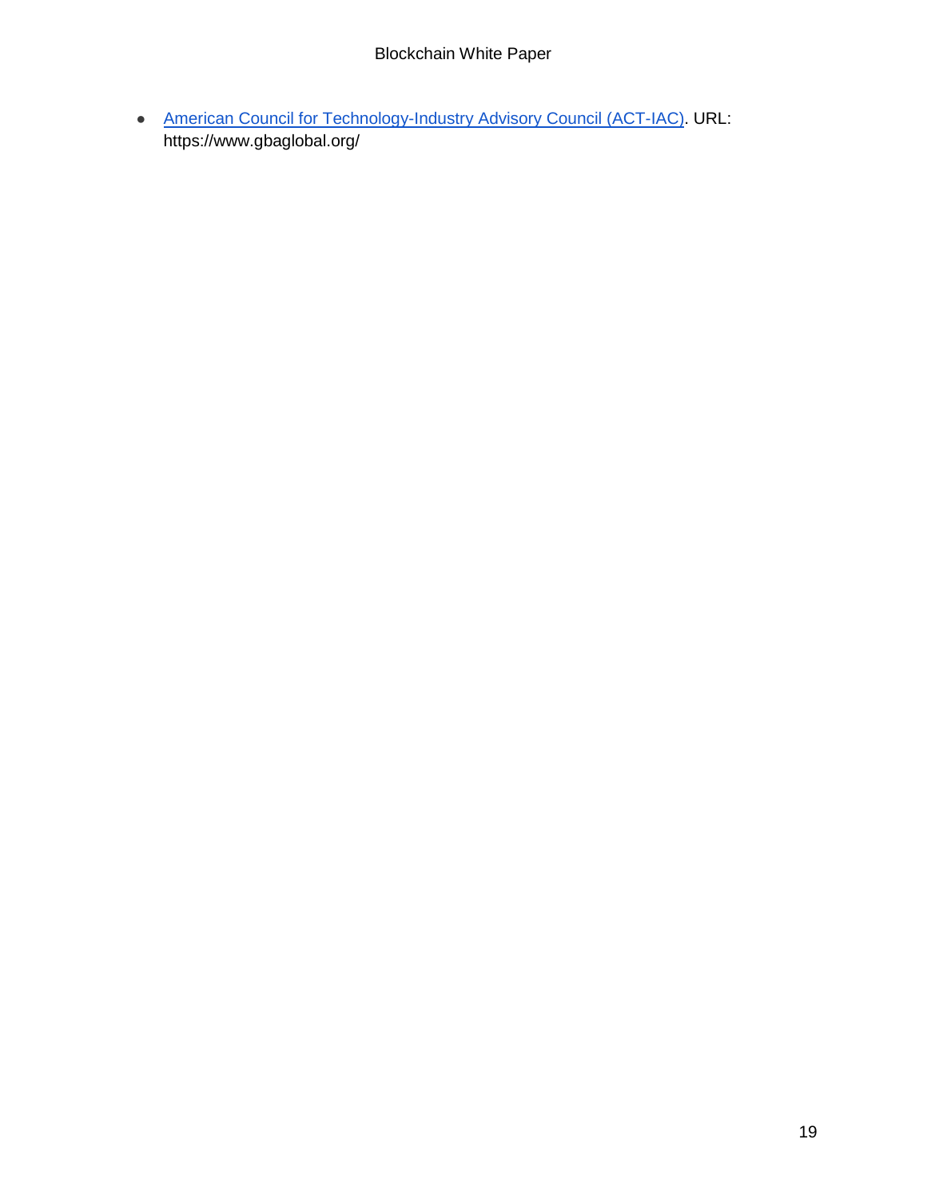- American Council for Technology-Industry Advisory Council (ACT-IAC). URL: https://www.gbaglobal.org/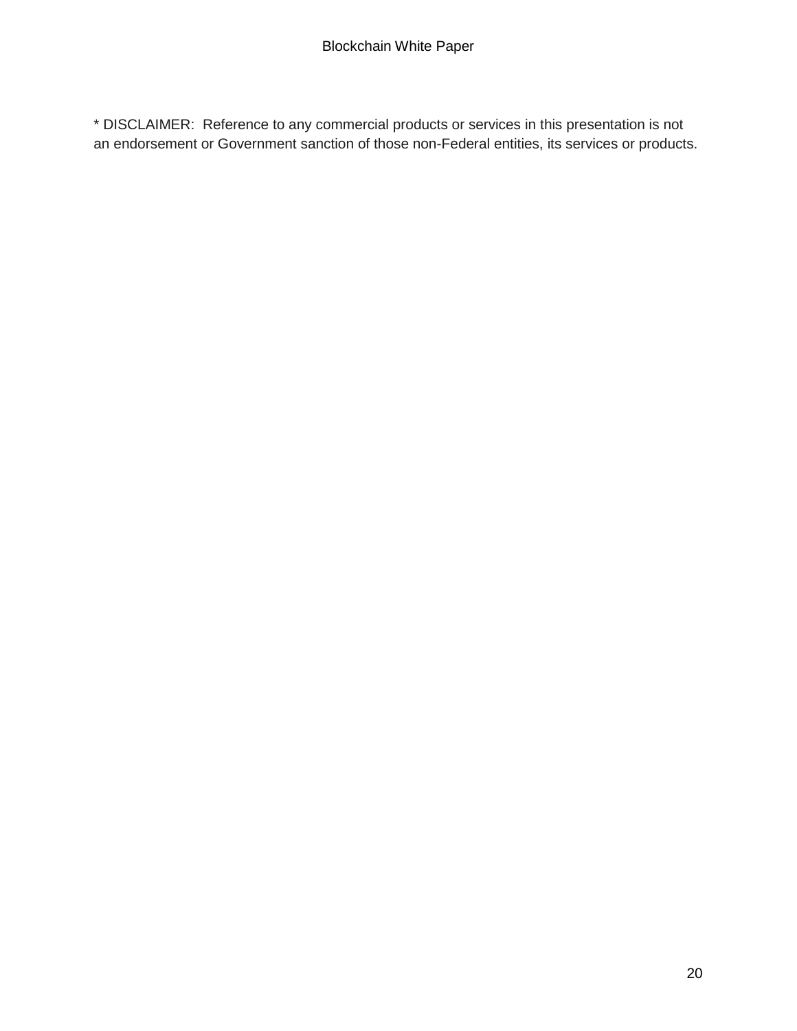* DISCLAIMER: Reference to any commercial products or services in this presentation is not an endorsement or Government sanction of those non-Federal entities, its services or products.